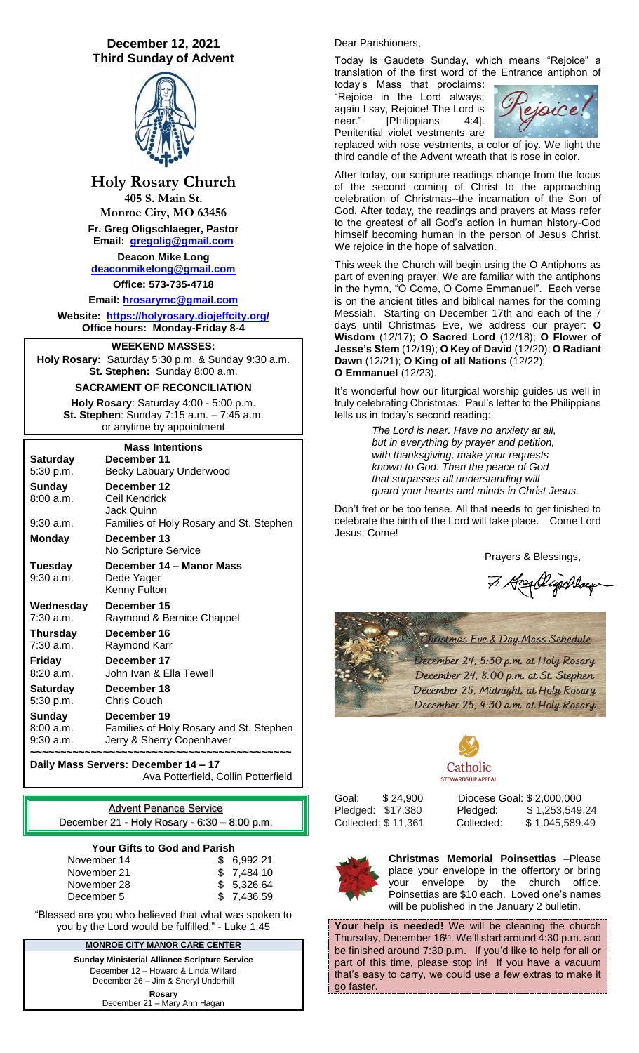# December 12, 2021
## Third Sunday of Advent

# Holy Rosary Church

**405 S. Main St.**
**Monroe City, MO 63456**

**Fr. Greg Oligschlaeger, Pastor**
**Email: gregolig@gmail.com**

**Deacon Mike Long**
**deaconmikelong@gmail.com**

**Office: 573-735-4718**

**Email: hrosarymc@gmail.com**

**Website: https://holyrosary.diojeffcity.org/**
**Office hours: Monday-Friday 8-4**

**WEEKEND MASSES:**
**Holy Rosary:** Saturday 5:30 p.m. & Sunday 9:30 a.m.
**St. Stephen:** Sunday 8:00 a.m.

**SACRAMENT OF RECONCILIATION**
**Holy Rosary**: Saturday 4:00 - 5:00 p.m.
**St. Stephen**: Sunday 7:15 a.m. – 7:45 a.m.
or anytime by appointment

**Mass Intentions**

| | |
|---|---|
| **Saturday** 5:30 p.m. | **December 11** Becky Labuary Underwood |
| **Sunday** 8:00 a.m. | **December 12** Ceil Kendrick, Jack Quinn |
| 9:30 a.m. | Families of Holy Rosary and St. Stephen |
| **Monday** | **December 13** No Scripture Service |
| **Tuesday** 9:30 a.m. | **December 14 – Manor Mass** Dede Yager, Kenny Fulton |
| **Wednesday** 7:30 a.m. | **December 15** Raymond & Bernice Chappel |
| **Thursday** 7:30 a.m. | **December 16** Raymond Karr |
| **Friday** 8:20 a.m. | **December 17** John Ivan & Ella Tewell |
| **Saturday** 5:30 p.m. | **December 18** Chris Couch |
| **Sunday** 8:00 a.m. | **December 19** Families of Holy Rosary and St. Stephen |
| 9:30 a.m. | Jerry & Sherry Copenhaver |

**Daily Mass Servers: December 14 – 17**
Ava Potterfield, Collin Potterfield

Advent Penance Service
December 21 - Holy Rosary - 6:30 – 8:00 p.m.

**Your Gifts to God and Parish**

| | |
|---|---|
| November 14 | $ 6,992.21 |
| November 21 | $ 7,484.10 |
| November 28 | $ 5,326.64 |
| December 5 | $ 7,436.59 |

"Blessed are you who believed that what was spoken to you by the Lord would be fulfilled." - Luke 1:45

**MONROE CITY MANOR CARE CENTER**

**Sunday Ministerial Alliance Scripture Service**
December 12 – Howard & Linda Willard
December 26 – Jim & Sheryl Underhill

**Rosary**
December 21 – Mary Ann Hagan

Dear Parishioners,

Today is Gaudete Sunday, which means "Rejoice" a translation of the first word of the Entrance antiphon of today's Mass that proclaims: "Rejoice in the Lord always; again I say, Rejoice! The Lord is near." [Philippians 4:4]. Penitential violet vestments are replaced with rose vestments, a color of joy. We light the third candle of the Advent wreath that is rose in color.

After today, our scripture readings change from the focus of the second coming of Christ to the approaching celebration of Christmas--the incarnation of the Son of God. After today, the readings and prayers at Mass refer to the greatest of all God's action in human history-God himself becoming human in the person of Jesus Christ. We rejoice in the hope of salvation.

This week the Church will begin using the O Antiphons as part of evening prayer. We are familiar with the antiphons in the hymn, "O Come, O Come Emmanuel". Each verse is on the ancient titles and biblical names for the coming Messiah. Starting on December 17th and each of the 7 days until Christmas Eve, we address our prayer: **O Wisdom** (12/17); **O Sacred Lord** (12/18); **O Flower of Jesse's Stem** (12/19); **O Key of David** (12/20); **O Radiant Dawn** (12/21); **O King of all Nations** (12/22); **O Emmanuel** (12/23).

It's wonderful how our liturgical worship guides us well in truly celebrating Christmas. Paul's letter to the Philippians tells us in today's second reading:

> *The Lord is near. Have no anxiety at all,*
> *but in everything by prayer and petition,*
> *with thanksgiving, make your requests*
> *known to God. Then the peace of God*
> *that surpasses all understanding will*
> *guard your hearts and minds in Christ Jesus.*

Don't fret or be too tense. All that **needs** to get finished to celebrate the birth of the Lord will take place. Come Lord Jesus, Come!

Prayers & Blessings,

Fr. Greg Oligschlaeger

*Christmas Eve & Day Mass Schedule*

December 24, 5:30 p.m. at Holy Rosary
December 24, 8:00 p.m. at St. Stephen
December 25, Midnight, at Holy Rosary
December 25, 9:30 a.m. at Holy Rosary

Catholic STEWARDSHIP APPEAL

| | | | |
|---|---|---|---|
| Goal: | $ 24,900 | Diocese Goal: | $ 2,000,000 |
| Pledged: | $17,380 | Pledged: | $ 1,253,549.24 |
| Collected: | $ 11,361 | Collected: | $ 1,045,589.49 |

**Christmas Memorial Poinsettias** –Please place your envelope in the offertory or bring your envelope by the church office. Poinsettias are $10 each. Loved one's names will be published in the January 2 bulletin.

**Your help is needed!** We will be cleaning the church Thursday, December 16th. We'll start around 4:30 p.m. and be finished around 7:30 p.m. If you'd like to help for all or part of this time, please stop in! If you have a vacuum that's easy to carry, we could use a few extras to make it go faster.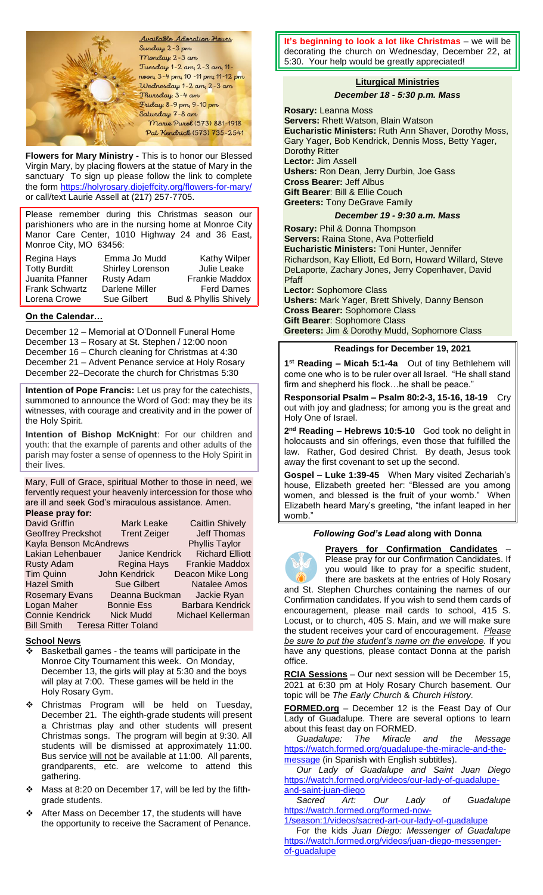**Available Adoration Hours**
Sunday: 2-3 pm
Monday: 2-3 am
Tuesday: 1-2 am, 2-3 am, 11-noon, 3-4 pm, 10 -11 pm, 11-12 pm
Wednesday: 1-2 am, 2-3 am
Thursday: 3-4 am
Friday: 8-9 pm, 9-10 pm
Saturday: 7-8 am
Marie Purol (573) 881-1918
Pat Kendrick (573) 735-2541

**Flowers for Mary Ministry -** This is to honor our Blessed Virgin Mary, by placing flowers at the statue of Mary in the sanctuary To sign up please follow the link to complete the form https://holyrosary.diojeffcity.org/flowers-for-mary/ or call/text Laurie Assell at (217) 257-7705.

Please remember during this Christmas season our parishioners who are in the nursing home at Monroe City Manor Care Center, 1010 Highway 24 and 36 East, Monroe City, MO 63456:

| | | |
|---|---|---|
| Regina Hays | Emma Jo Mudd | Kathy Wilper |
| Totty Burditt | Shirley Lorenson | Julie Leake |
| Juanita Pfanner | Rusty Adam | Frankie Maddox |
| Frank Schwartz | Darlene Miller | Ferd Dames |
| Lorena Crowe | Sue Gilbert | Bud & Phyllis Shively |

**On the Calendar…**

December 12 – Memorial at O'Donnell Funeral Home
December 13 – Rosary at St. Stephen / 12:00 noon
December 16 – Church cleaning for Christmas at 4:30
December 21 – Advent Penance service at Holy Rosary
December 22–Decorate the church for Christmas 5:30

**Intention of Pope Francis:** Let us pray for the catechists, summoned to announce the Word of God: may they be its witnesses, with courage and creativity and in the power of the Holy Spirit.

**Intention of Bishop McKnight**: For our children and youth: that the example of parents and other adults of the parish may foster a sense of openness to the Holy Spirit in their lives.

Mary, Full of Grace, spiritual Mother to those in need, we fervently request your heavenly intercession for those who are ill and seek God's miraculous assistance. Amen.

**Please pray for:**

| | | |
|---|---|---|
| David Griffin | Mark Leake | Caitlin Shively |
| Geoffrey Preckshot | Trent Zeiger | Jeff Thomas |
| Kayla Benson McAndrews | | Phyllis Taylor |
| Lakian Lehenbauer | Janice Kendrick | Richard Elliott |
| Rusty Adam | Regina Hays | Frankie Maddox |
| Tim Quinn | John Kendrick | Deacon Mike Long |
| Hazel Smith | Sue Gilbert | Natalee Amos |
| Rosemary Evans | Deanna Buckman | Jackie Ryan |
| Logan Maher | Bonnie Ess | Barbara Kendrick |
| Connie Kendrick | Nick Mudd | Michael Kellerman |
| Bill Smith | Teresa Ritter Toland | |

**School News**

- Basketball games - the teams will participate in the Monroe City Tournament this week. On Monday, December 13, the girls will play at 5:30 and the boys will play at 7:00. These games will be held in the Holy Rosary Gym.
- Christmas Program will be held on Tuesday, December 21. The eighth-grade students will present a Christmas play and other students will present Christmas songs. The program will begin at 9:30. All students will be dismissed at approximately 11:00. Bus service will not be available at 11:00. All parents, grandparents, etc. are welcome to attend this gathering.
- Mass at 8:20 on December 17, will be led by the fifth-grade students.
- After Mass on December 17, the students will have the opportunity to receive the Sacrament of Penance.

**It's beginning to look a lot like Christmas** – we will be decorating the church on Wednesday, December 22, at 5:30. Your help would be greatly appreciated!

**Liturgical Ministries**

***December 18 - 5:30 p.m. Mass***

**Rosary:** Leanna Moss
**Servers:** Rhett Watson, Blain Watson
**Eucharistic Ministers:** Ruth Ann Shaver, Dorothy Moss, Gary Yager, Bob Kendrick, Dennis Moss, Betty Yager, Dorothy Ritter
**Lector:** Jim Assell
**Ushers:** Ron Dean, Jerry Durbin, Joe Gass
**Cross Bearer:** Jeff Albus
**Gift Bearer**: Bill & Ellie Couch
**Greeters:** Tony DeGrave Family

***December 19 - 9:30 a.m. Mass***

**Rosary:** Phil & Donna Thompson
**Servers:** Raina Stone, Ava Potterfield
**Eucharistic Ministers:** Toni Hunter, Jennifer Richardson, Kay Elliott, Ed Born, Howard Willard, Steve DeLaporte, Zachary Jones, Jerry Copenhaver, David Pfaff
**Lector:** Sophomore Class
**Ushers:** Mark Yager, Brett Shively, Danny Benson
**Cross Bearer:** Sophomore Class
**Gift Bearer**: Sophomore Class
**Greeters:** Jim & Dorothy Mudd, Sophomore Class

**Readings for December 19, 2021**

**1st Reading – Micah 5:1-4a** Out of tiny Bethlehem will come one who is to be ruler over all Israel. "He shall stand firm and shepherd his flock…he shall be peace."

**Responsorial Psalm – Psalm 80:2-3, 15-16, 18-19** Cry out with joy and gladness; for among you is the great and Holy One of Israel.

**2nd Reading – Hebrews 10:5-10** God took no delight in holocausts and sin offerings, even those that fulfilled the law. Rather, God desired Christ. By death, Jesus took away the first covenant to set up the second.

**Gospel – Luke 1:39-45** When Mary visited Zechariah's house, Elizabeth greeted her: "Blessed are you among women, and blessed is the fruit of your womb." When Elizabeth heard Mary's greeting, "the infant leaped in her womb."

***Following God's Lead* along with Donna**

**Prayers for Confirmation Candidates** – Please pray for our Confirmation Candidates. If you would like to pray for a specific student, there are baskets at the entries of Holy Rosary and St. Stephen Churches containing the names of our Confirmation candidates. If you wish to send them cards of encouragement, please mail cards to school, 415 S. Locust, or to church, 405 S. Main, and we will make sure the student receives your card of encouragement. *Please be sure to put the student's name on the envelope.* If you have any questions, please contact Donna at the parish office.

**RCIA Sessions** – Our next session will be December 15, 2021 at 6:30 pm at Holy Rosary Church basement. Our topic will be *The Early Church & Church History.*

**FORMED.org** – December 12 is the Feast Day of Our Lady of Guadalupe. There are several options to learn about this feast day on FORMED.

*Guadalupe: The Miracle and the Message* https://watch.formed.org/guadalupe-the-miracle-and-the-message (in Spanish with English subtitles).

*Our Lady of Guadalupe and Saint Juan Diego* https://watch.formed.org/videos/our-lady-of-guadalupe-and-saint-juan-diego

*Sacred Art: Our Lady of Guadalupe* https://watch.formed.org/formed-now-1/season:1/videos/sacred-art-our-lady-of-guadalupe

For the kids *Juan Diego: Messenger of Guadalupe* https://watch.formed.org/videos/juan-diego-messenger-of-guadalupe